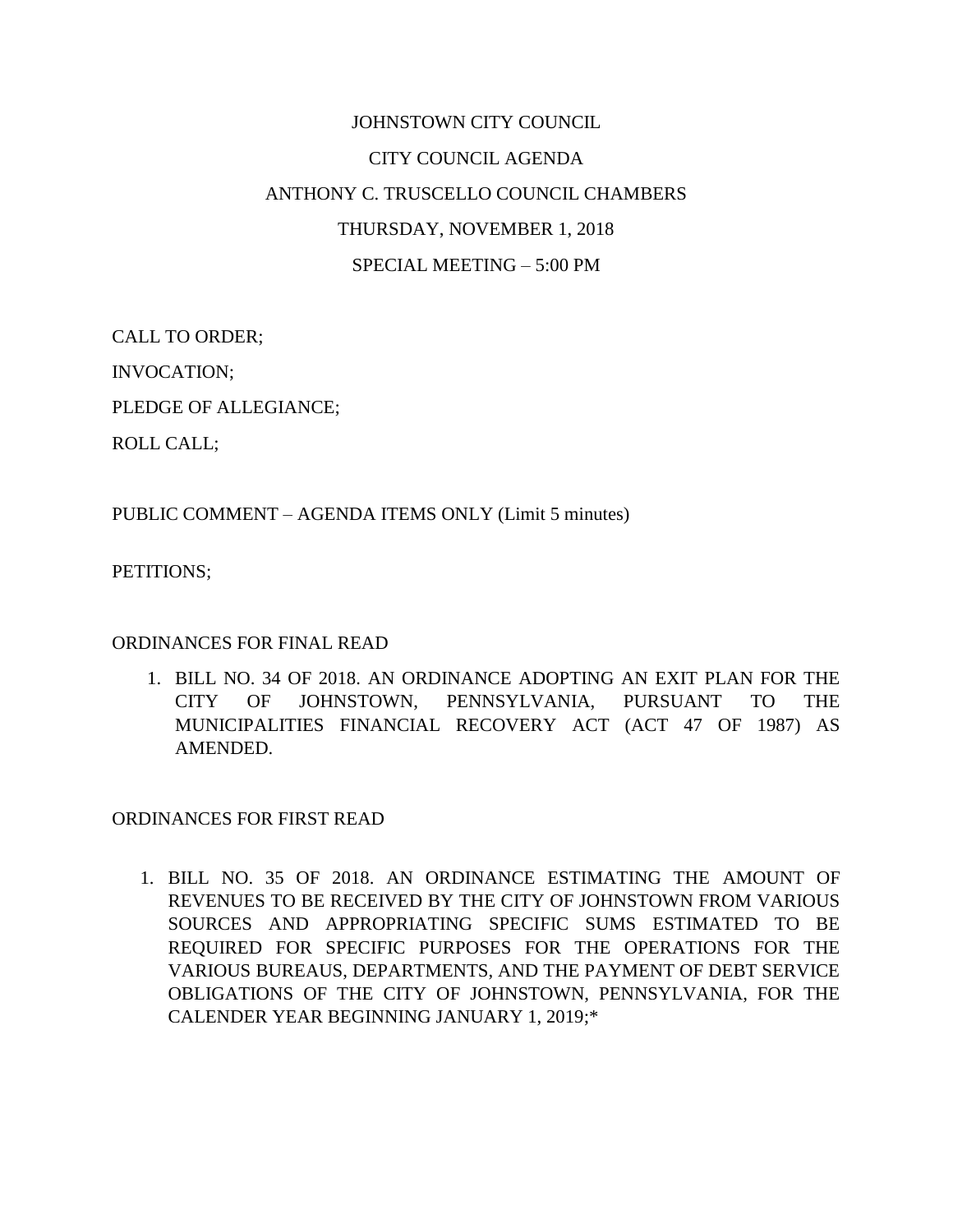# JOHNSTOWN CITY COUNCIL

## CITY COUNCIL AGENDA

## ANTHONY C. TRUSCELLO COUNCIL CHAMBERS

## THURSDAY, NOVEMBER 1, 2018

## SPECIAL MEETING – 5:00 PM

CALL TO ORDER;

INVOCATION;

PLEDGE OF ALLEGIANCE;

ROLL CALL;

PUBLIC COMMENT – AGENDA ITEMS ONLY (Limit 5 minutes)

PETITIONS;

ORDINANCES FOR FINAL READ

1. BILL NO. 34 OF 2018. AN ORDINANCE ADOPTING AN EXIT PLAN FOR THE CITY OF JOHNSTOWN, PENNSYLVANIA, PURSUANT TO THE MUNICIPALITIES FINANCIAL RECOVERY ACT (ACT 47 OF 1987) AS AMENDED.

ORDINANCES FOR FIRST READ

1. BILL NO. 35 OF 2018. AN ORDINANCE ESTIMATING THE AMOUNT OF REVENUES TO BE RECEIVED BY THE CITY OF JOHNSTOWN FROM VARIOUS SOURCES AND APPROPRIATING SPECIFIC SUMS ESTIMATED TO BE REQUIRED FOR SPECIFIC PURPOSES FOR THE OPERATIONS FOR THE VARIOUS BUREAUS, DEPARTMENTS, AND THE PAYMENT OF DEBT SERVICE OBLIGATIONS OF THE CITY OF JOHNSTOWN, PENNSYLVANIA, FOR THE CALENDER YEAR BEGINNING JANUARY 1, 2019;*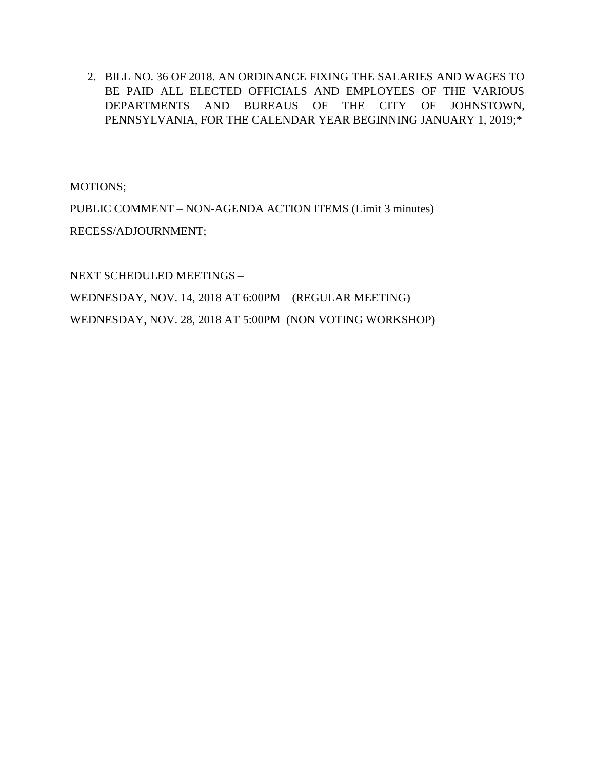2. BILL NO. 36 OF 2018. AN ORDINANCE FIXING THE SALARIES AND WAGES TO BE PAID ALL ELECTED OFFICIALS AND EMPLOYEES OF THE VARIOUS DEPARTMENTS AND BUREAUS OF THE CITY OF JOHNSTOWN, PENNSYLVANIA, FOR THE CALENDAR YEAR BEGINNING JANUARY 1, 2019;*

MOTIONS;

PUBLIC COMMENT – NON-AGENDA ACTION ITEMS (Limit 3 minutes)

RECESS/ADJOURNMENT;

NEXT SCHEDULED MEETINGS –

WEDNESDAY, NOV. 14, 2018 AT 6:00PM (REGULAR MEETING)

WEDNESDAY, NOV. 28, 2018 AT 5:00PM (NON VOTING WORKSHOP)